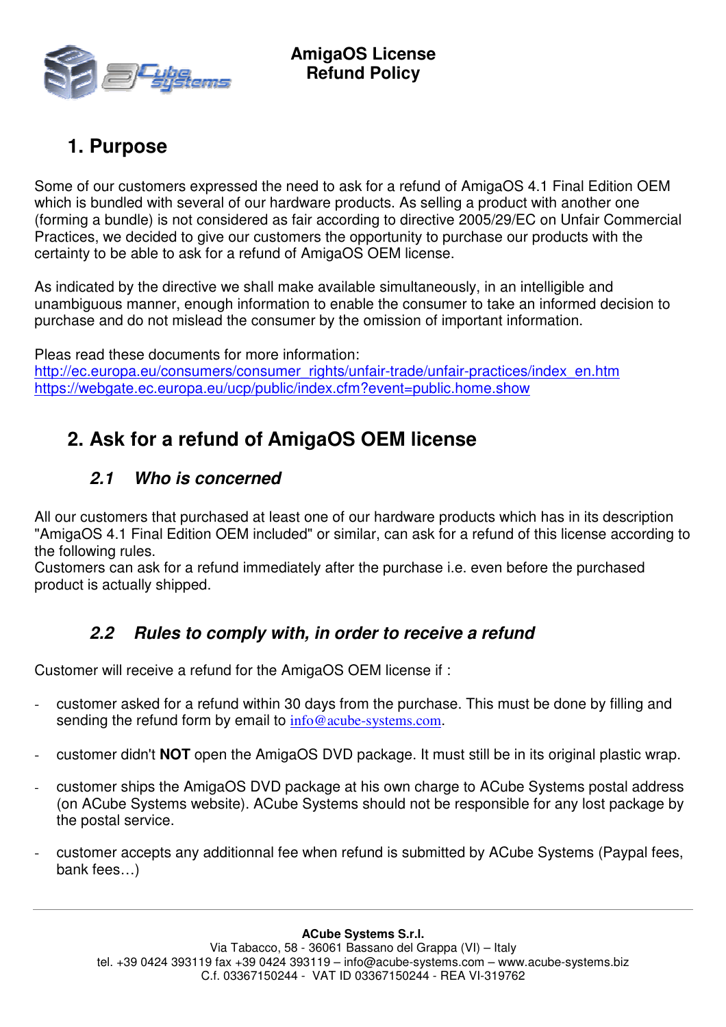# AmigaOS License Refund Policy

## 1. Purpose

Some of our customers expressed the need to ask for a refund of AmigaOS 4.1 Final Edition OEM which is bundled with several of our hardware products. As selling a product with another one (forming a bundle) is not considered as fair according to directive 2005/29/EC on Unfair Commercial Practices, we decided to give our customers the opportunity to purchase our products with the certainty to be able to ask for a refund of AmigaOS OEM license.

As indicated by the directive we shall make available simultaneously, in an intelligible and unambiguous manner, enough information to enable the consumer to take an informed decision to purchase and do not mislead the consumer by the omission of important information.

Pleas read these documents for more information:
http://ec.europa.eu/consumers/consumer_rights/unfair-trade/unfair-practices/index_en.htm
https://webgate.ec.europa.eu/ucp/public/index.cfm?event=public.home.show

## 2. Ask for a refund of AmigaOS OEM license

### *2.1 Who is concerned*

All our customers that purchased at least one of our hardware products which has in its description "AmigaOS 4.1 Final Edition OEM included" or similar, can ask for a refund of this license according to the following rules.
Customers can ask for a refund immediately after the purchase i.e. even before the purchased product is actually shipped.

### *2.2 Rules to comply with, in order to receive a refund*

Customer will receive a refund for the AmigaOS OEM license if :

- customer asked for a refund within 30 days from the purchase. This must be done by filling and sending the refund form by email to info@acube-systems.com.
- customer didn't **NOT** open the AmigaOS DVD package. It must still be in its original plastic wrap.
- customer ships the AmigaOS DVD package at his own charge to ACube Systems postal address (on ACube Systems website). ACube Systems should not be responsible for any lost package by the postal service.
- customer accepts any additionnal fee when refund is submitted by ACube Systems (Paypal fees, bank fees…)

**ACube Systems S.r.l.**
Via Tabacco, 58 - 36061 Bassano del Grappa (VI) – Italy
tel. +39 0424 393119 fax +39 0424 393119 – info@acube-systems.com – www.acube-systems.biz
C.f. 03367150244 - VAT ID 03367150244 - REA VI-319762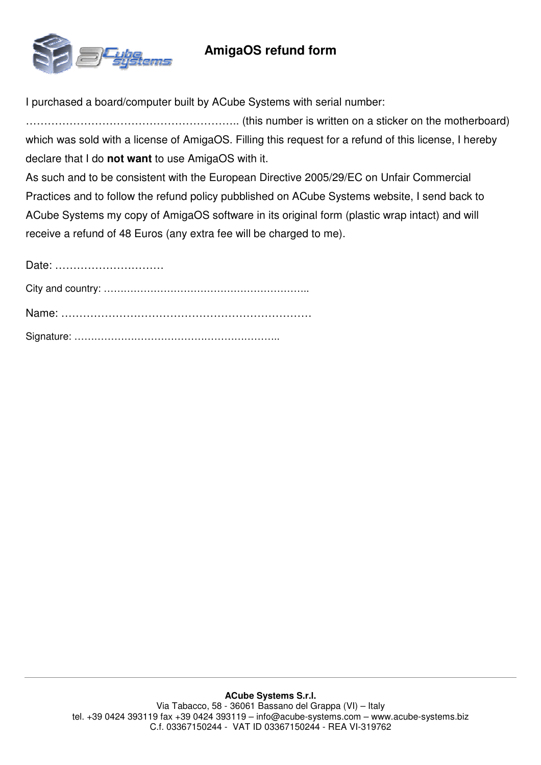# AmigaOS refund form

I purchased a board/computer built by ACube Systems with serial number:

………………………………………………….. (this number is written on a sticker on the motherboard) which was sold with a license of AmigaOS. Filling this request for a refund of this license, I hereby declare that I do **not want** to use AmigaOS with it.

As such and to be consistent with the European Directive 2005/29/EC on Unfair Commercial Practices and to follow the refund policy pubblished on ACube Systems website, I send back to ACube Systems my copy of AmigaOS software in its original form (plastic wrap intact) and will receive a refund of 48 Euros (any extra fee will be charged to me).

Date: …………………………

City and country: …………………………………………………..

Name: ……………………………………………………………

Signature: …………………………………………………..

**ACube Systems S.r.l.**
Via Tabacco, 58 - 36061 Bassano del Grappa (VI) – Italy
tel. +39 0424 393119 fax +39 0424 393119 – info@acube-systems.com – www.acube-systems.biz
C.f. 03367150244 - VAT ID 03367150244 - REA VI-319762